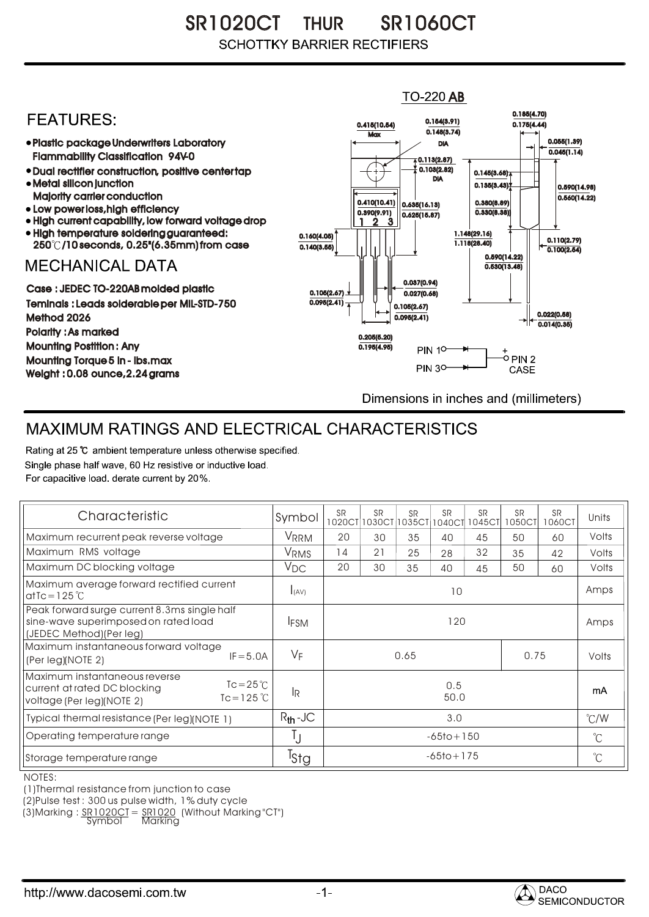# SR1020CT THUR SR1060CT

SCHOTTKY BARRIER RECTIFIERS

TO-220 AB

## FEATURES:

- Plastic package Underwriters Laboratory Flammability Classification 94V-0
- Dual rectifier construction, positive center tap
- Metal silicon junction Majority carrier conduction
- Low power loss, high efficiency
- High current capability, low forward voltage drop
- High temperature soldering guaranteed: 250℃/10 seconds, 0.25"(6.35mm) from case

## MECHANICAL DATA

Case : JEDEC TO-220AB molded plastic
Teminals : Leads solderable per MIL-STD-750 Method 2026
Polarity : As marked
Mounting Postition : Any
Mounting Torque 5 in - lbs.max
Weight : 0.08 ounce, 2.24 grams

PIN 1 → PIN 2 (+) CASE ← PIN 3

Dimensions in inches and (millimeters)

## MAXIMUM RATINGS AND ELECTRICAL CHARACTERISTICS

Rating at 25 ℃ ambient temperature unless otherwise specified.
Single phase half wave, 60 Hz resistive or inductive load.
For capacitive load. derate current by 20%.

| Characteristic | | Symbol | SR 1020CT | SR 1030CT | SR 1035CT | SR 1040CT | SR 1045CT | SR 1050CT | SR 1060CT | Units |
|---|---|---|---|---|---|---|---|---|---|---|
| Maximum recurrent peak reverse voltage | | $V_{RRM}$ | 20 | 30 | 35 | 40 | 45 | 50 | 60 | Volts |
| Maximum RMS voltage | | $V_{RMS}$ | 14 | 21 | 25 | 28 | 32 | 35 | 42 | Volts |
| Maximum DC blocking voltage | | $V_{DC}$ | 20 | 30 | 35 | 40 | 45 | 50 | 60 | Volts |
| Maximum average forward rectified current at $T_c$=125℃ | | $I_{(AV)}$ | 10 | | | | | | | Amps |
| Peak forward surge current 8.3ms single half sine-wave superimposed on rated load (JEDEC Method)(Per leg) | | $I_{FSM}$ | 120 | | | | | | | Amps |
| Maximum instantaneous forward voltage (Per leg)(NOTE 2) | $I_F$=5.0A | $V_F$ | 0.65 | | | | | 0.75 | | Volts |
| Maximum instantaneous reverse current at rated DC blocking voltage (Per leg)(NOTE 2) | $T_c$=25℃ | $I_R$ | 0.5 | | | | | | | mA |
| | $T_c$=125℃ | | 50.0 | | | | | | | |
| Typical thermal resistance (Per leg)(NOTE 1) | | $R_{th}$-JC | 3.0 | | | | | | | ℃/W |
| Operating temperature range | | $T_J$ | -65to+150 | | | | | | | ℃ |
| Storage temperature range | | $T_{Stg}$ | -65to+175 | | | | | | | ℃ |

NOTES:
(1)Thermal resistance from junction to case
(2)Pulse test : 300 us pulse width, 1% duty cycle
(3)Marking : SR1020CT = SR1020 (Without Marking "CT")
Symbol Marking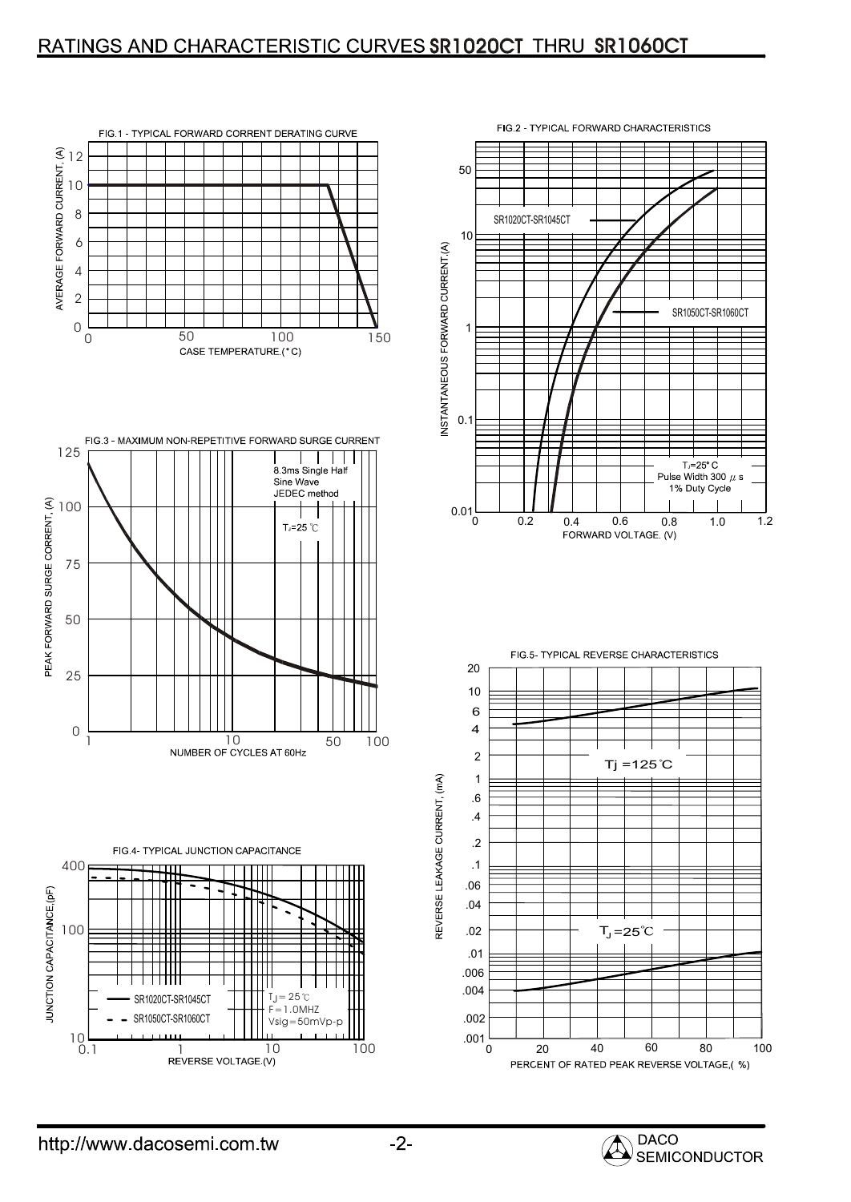# RATINGS AND CHARACTERISTIC CURVES SR1020CT THRU SR1060CT

FIG.1 - TYPICAL FORWARD CURRENT DERATING CURVE

AVERAGE FORWARD CURRENT, (A)

12
10
8
6
4
2
0

0 50 100 150

CASE TEMPERATURE.(°C)

FIG.2 - TYPICAL FORWARD CHARACTERISTICS

INSTANTANEOUS FORWARD CURRENT,(A)

50
10
1
0.1
0.01

SR1020CT-SR1045CT

SR1050CT-SR1060CT

$T_J$=25°C
Pulse Width 300 μ s
1% Duty Cycle

0 0.2 0.4 0.6 0.8 1.0 1.2

FORWARD VOLTAGE. (V)

FIG.3 - MAXIMUM NON-REPETITIVE FORWARD SURGE CURRENT

PEAK FORWARD SURGE CORRENT, (A)

125
100
75
50
25
0

8.3ms Single Half
Sine Wave
JEDEC method

$T_J$=25 ℃

1 10 50 100

NUMBER OF CYCLES AT 60Hz

FIG.4- TYPICAL JUNCTION CAPACITANCE

JUNCTION CAPACITANCE,(pF)

400
100
10

SR1020CT-SR1045CT
SR1050CT-SR1060CT

$T_J$= 25℃
F=1.0MHZ
Vsig=50mVp-p

0.1 1 10 100

REVERSE VOLTAGE.(V)

FIG.5- TYPICAL REVERSE CHARACTERISTICS

REVERSE LEAKAGE CURRENT, (mA)

20
10
6
4
2
1
.6
.4
.2
.1
.06
.04
.02
.01
.006
.004
.002
.001

Tj =125℃

$T_J$=25℃

0 20 40 60 80 100

PERCENT OF RATED PEAK REVERSE VOLTAGE,( %)

http://www.dacosemi.com.tw

DACO SEMICONDUCTOR